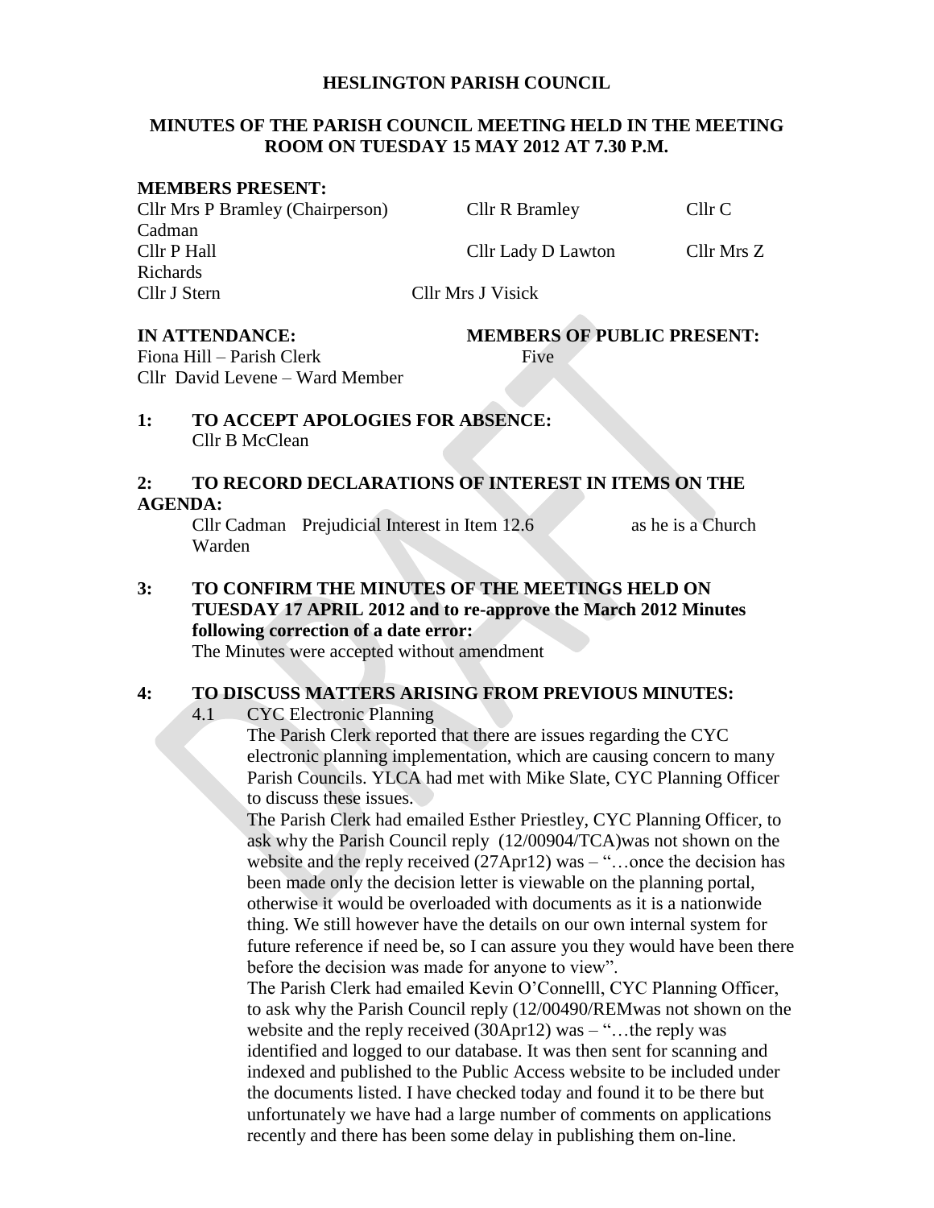# HESLINGTON PARISH COUNCIL

## MINUTES OF THE PARISH COUNCIL MEETING HELD IN THE MEETING ROOM ON TUESDAY 15 MAY 2012 AT 7.30 P.M.

**MEMBERS PRESENT:**

Cllr Mrs P Bramley (Chairperson) Cllr R Bramley Cllr C Cadman
Cllr P Hall Cllr Lady D Lawton Cllr Mrs Z Richards
Cllr J Stern Cllr Mrs J Visick

**IN ATTENDANCE:**
Fiona Hill – Parish Clerk
Cllr David Levene – Ward Member

**MEMBERS OF PUBLIC PRESENT:**
Five

**1: TO ACCEPT APOLOGIES FOR ABSENCE:**
Cllr B McClean

**2: TO RECORD DECLARATIONS OF INTEREST IN ITEMS ON THE AGENDA:**
Cllr Cadman Prejudicial Interest in Item 12.6 as he is a Church Warden

**3: TO CONFIRM THE MINUTES OF THE MEETINGS HELD ON TUESDAY 17 APRIL 2012 and to re-approve the March 2012 Minutes following correction of a date error:**
The Minutes were accepted without amendment

**4: TO DISCUSS MATTERS ARISING FROM PREVIOUS MINUTES:**

4.1 CYC Electronic Planning

The Parish Clerk reported that there are issues regarding the CYC electronic planning implementation, which are causing concern to many Parish Councils. YLCA had met with Mike Slate, CYC Planning Officer to discuss these issues.

The Parish Clerk had emailed Esther Priestley, CYC Planning Officer, to ask why the Parish Council reply (12/00904/TCA)was not shown on the website and the reply received (27Apr12) was – "…once the decision has been made only the decision letter is viewable on the planning portal, otherwise it would be overloaded with documents as it is a nationwide thing. We still however have the details on our own internal system for future reference if need be, so I can assure you they would have been there before the decision was made for anyone to view".

The Parish Clerk had emailed Kevin O'Connelll, CYC Planning Officer, to ask why the Parish Council reply (12/00490/REMwas not shown on the website and the reply received (30Apr12) was – "…the reply was identified and logged to our database. It was then sent for scanning and indexed and published to the Public Access website to be included under the documents listed. I have checked today and found it to be there but unfortunately we have had a large number of comments on applications recently and there has been some delay in publishing them on-line.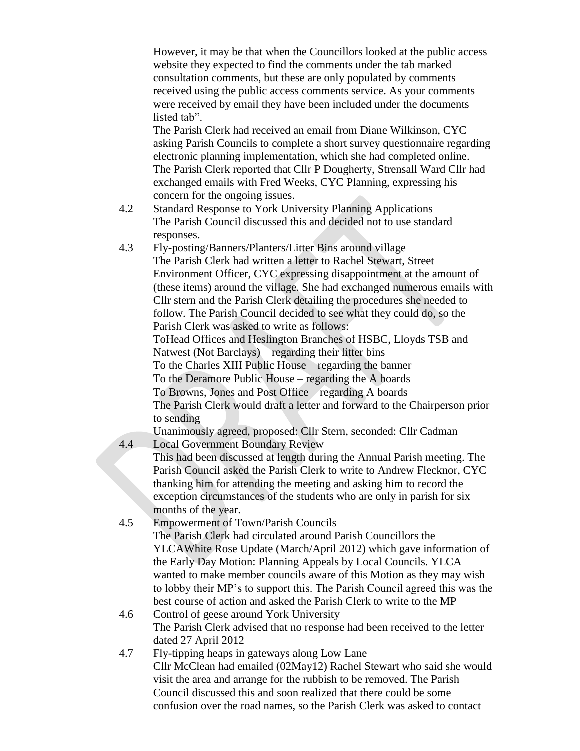However, it may be that when the Councillors looked at the public access website they expected to find the comments under the tab marked consultation comments, but these are only populated by comments received using the public access comments service. As your comments were received by email they have been included under the documents listed tab".

The Parish Clerk had received an email from Diane Wilkinson, CYC asking Parish Councils to complete a short survey questionnaire regarding electronic planning implementation, which she had completed online. The Parish Clerk reported that Cllr P Dougherty, Strensall Ward Cllr had exchanged emails with Fred Weeks, CYC Planning, expressing his concern for the ongoing issues.

4.2 Standard Response to York University Planning Applications
The Parish Council discussed this and decided not to use standard responses.

4.3 Fly-posting/Banners/Planters/Litter Bins around village
The Parish Clerk had written a letter to Rachel Stewart, Street Environment Officer, CYC expressing disappointment at the amount of (these items) around the village. She had exchanged numerous emails with Cllr stern and the Parish Clerk detailing the procedures she needed to follow. The Parish Council decided to see what they could do, so the Parish Clerk was asked to write as follows:
ToHead Offices and Heslington Branches of HSBC, Lloyds TSB and Natwest (Not Barclays) – regarding their litter bins
To the Charles XIII Public House – regarding the banner
To the Deramore Public House – regarding the A boards
To Browns, Jones and Post Office – regarding A boards
The Parish Clerk would draft a letter and forward to the Chairperson prior to sending
Unanimously agreed, proposed: Cllr Stern, seconded: Cllr Cadman

4.4 Local Government Boundary Review
This had been discussed at length during the Annual Parish meeting. The Parish Council asked the Parish Clerk to write to Andrew Flecknor, CYC thanking him for attending the meeting and asking him to record the exception circumstances of the students who are only in parish for six months of the year.

4.5 Empowerment of Town/Parish Councils
The Parish Clerk had circulated around Parish Councillors the YLCAWhite Rose Update (March/April 2012) which gave information of the Early Day Motion: Planning Appeals by Local Councils. YLCA wanted to make member councils aware of this Motion as they may wish to lobby their MP's to support this. The Parish Council agreed this was the best course of action and asked the Parish Clerk to write to the MP

4.6 Control of geese around York University
The Parish Clerk advised that no response had been received to the letter dated 27 April 2012

4.7 Fly-tipping heaps in gateways along Low Lane
Cllr McClean had emailed (02May12) Rachel Stewart who said she would visit the area and arrange for the rubbish to be removed. The Parish Council discussed this and soon realized that there could be some confusion over the road names, so the Parish Clerk was asked to contact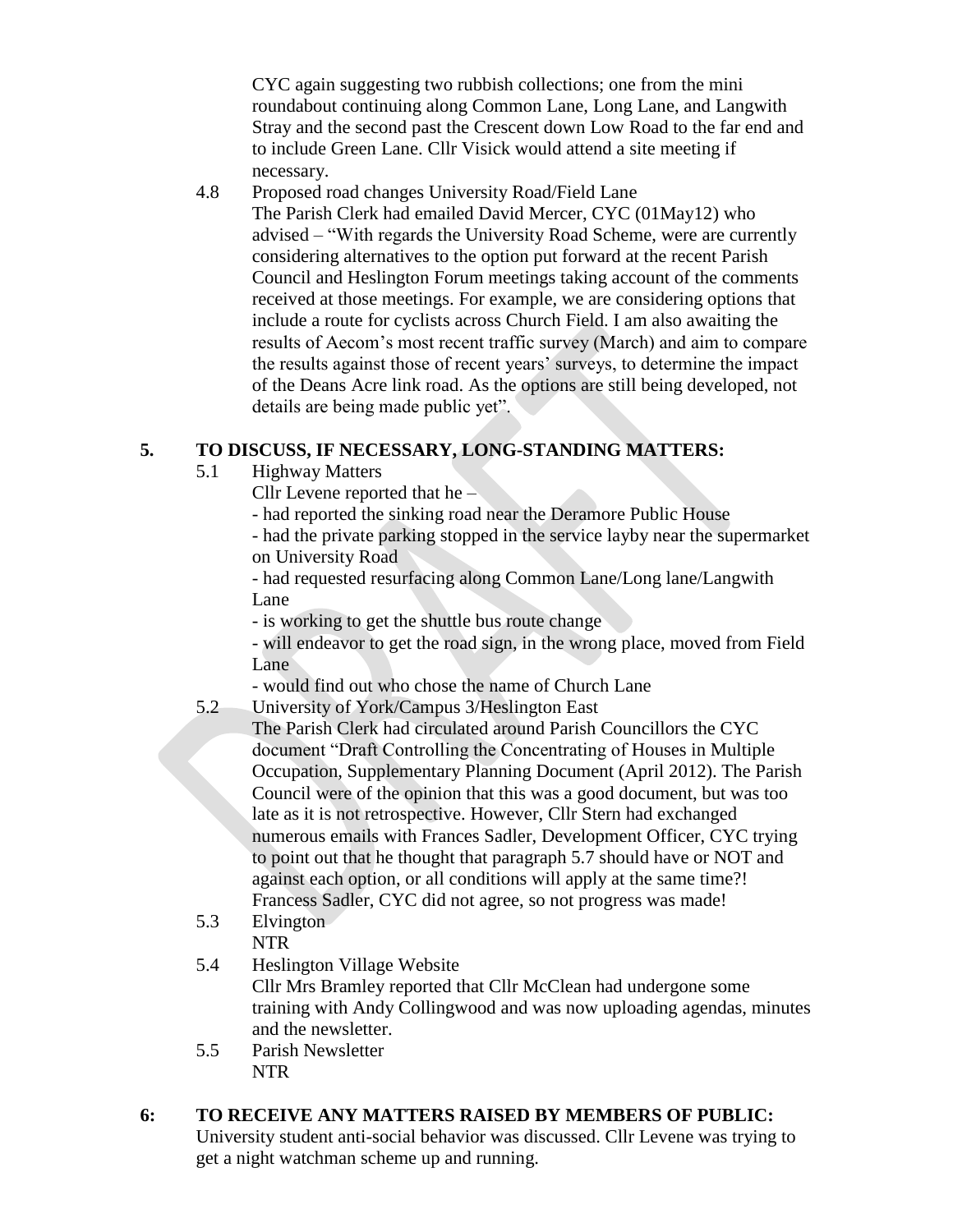CYC again suggesting two rubbish collections; one from the mini roundabout continuing along Common Lane, Long Lane, and Langwith Stray and the second past the Crescent down Low Road to the far end and to include Green Lane. Cllr Visick would attend a site meeting if necessary.

4.8 Proposed road changes University Road/Field Lane

The Parish Clerk had emailed David Mercer, CYC (01May12) who advised – "With regards the University Road Scheme, were are currently considering alternatives to the option put forward at the recent Parish Council and Heslington Forum meetings taking account of the comments received at those meetings. For example, we are considering options that include a route for cyclists across Church Field. I am also awaiting the results of Aecom's most recent traffic survey (March) and aim to compare the results against those of recent years' surveys, to determine the impact of the Deans Acre link road. As the options are still being developed, not details are being made public yet".

## 5. TO DISCUSS, IF NECESSARY, LONG-STANDING MATTERS:

5.1 Highway Matters

Cllr Levene reported that he –

- had reported the sinking road near the Deramore Public House
- had the private parking stopped in the service layby near the supermarket on University Road
- had requested resurfacing along Common Lane/Long lane/Langwith Lane
- is working to get the shuttle bus route change
- will endeavor to get the road sign, in the wrong place, moved from Field Lane
- would find out who chose the name of Church Lane

5.2 University of York/Campus 3/Heslington East

The Parish Clerk had circulated around Parish Councillors the CYC document "Draft Controlling the Concentrating of Houses in Multiple Occupation, Supplementary Planning Document (April 2012). The Parish Council were of the opinion that this was a good document, but was too late as it is not retrospective. However, Cllr Stern had exchanged numerous emails with Frances Sadler, Development Officer, CYC trying to point out that he thought that paragraph 5.7 should have or NOT and against each option, or all conditions will apply at the same time?! Francess Sadler, CYC did not agree, so not progress was made!

5.3 Elvington

NTR

5.4 Heslington Village Website

Cllr Mrs Bramley reported that Cllr McClean had undergone some training with Andy Collingwood and was now uploading agendas, minutes and the newsletter.

5.5 Parish Newsletter

NTR

## 6: TO RECEIVE ANY MATTERS RAISED BY MEMBERS OF PUBLIC:

University student anti-social behavior was discussed. Cllr Levene was trying to get a night watchman scheme up and running.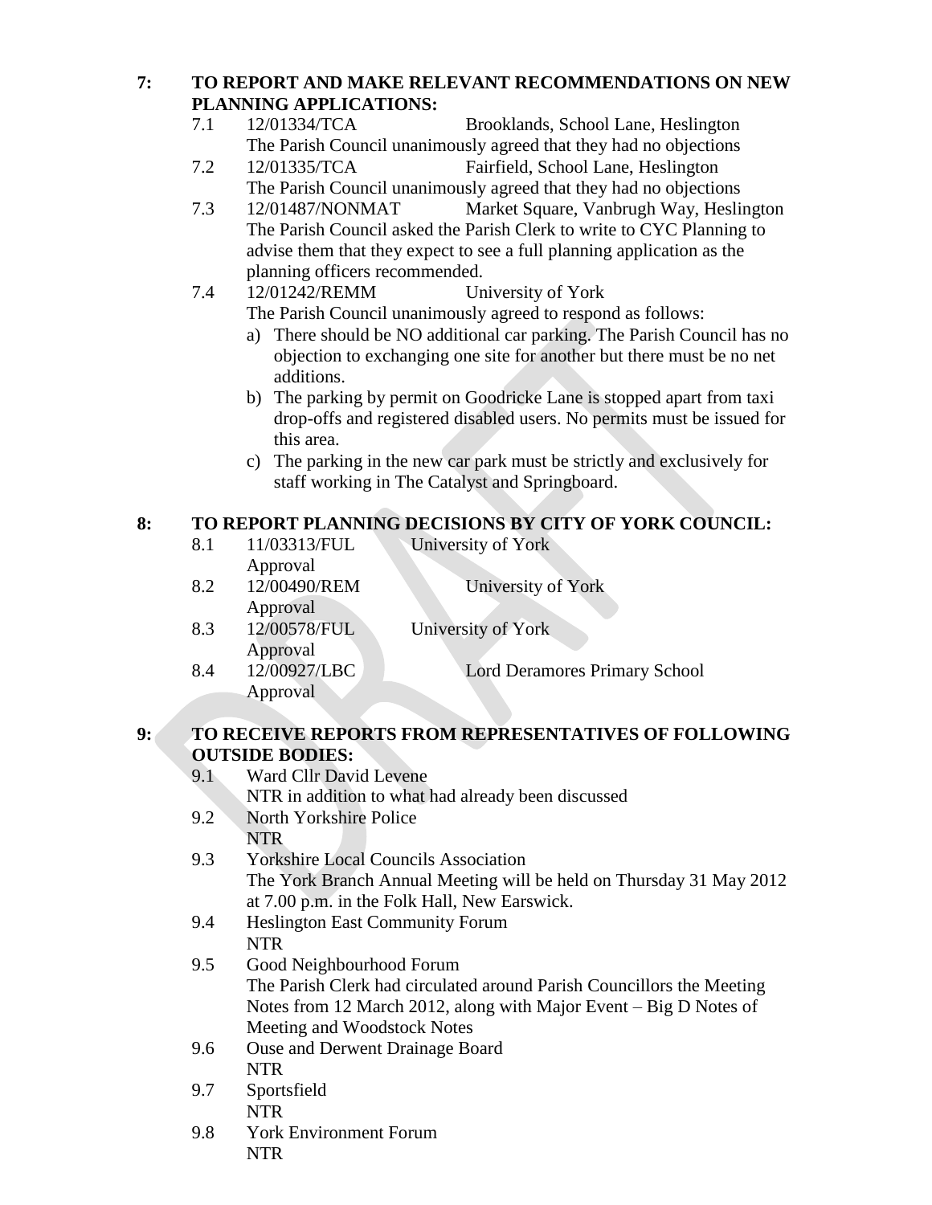## 7: TO REPORT AND MAKE RELEVANT RECOMMENDATIONS ON NEW PLANNING APPLICATIONS:

7.1 12/01334/TCA Brooklands, School Lane, Heslington
The Parish Council unanimously agreed that they had no objections

7.2 12/01335/TCA Fairfield, School Lane, Heslington
The Parish Council unanimously agreed that they had no objections

7.3 12/01487/NONMAT Market Square, Vanbrugh Way, Heslington
The Parish Council asked the Parish Clerk to write to CYC Planning to advise them that they expect to see a full planning application as the planning officers recommended.

7.4 12/01242/REMM University of York
The Parish Council unanimously agreed to respond as follows:

a) There should be NO additional car parking. The Parish Council has no objection to exchanging one site for another but there must be no net additions.
b) The parking by permit on Goodricke Lane is stopped apart from taxi drop-offs and registered disabled users. No permits must be issued for this area.
c) The parking in the new car park must be strictly and exclusively for staff working in The Catalyst and Springboard.

## 8: TO REPORT PLANNING DECISIONS BY CITY OF YORK COUNCIL:

8.1 11/03313/FUL University of York
Approval

8.2 12/00490/REM University of York
Approval

8.3 12/00578/FUL University of York
Approval

8.4 12/00927/LBC Lord Deramores Primary School
Approval

## 9: TO RECEIVE REPORTS FROM REPRESENTATIVES OF FOLLOWING OUTSIDE BODIES:

9.1 Ward Cllr David Levene
NTR in addition to what had already been discussed

9.2 North Yorkshire Police
NTR

9.3 Yorkshire Local Councils Association
The York Branch Annual Meeting will be held on Thursday 31 May 2012 at 7.00 p.m. in the Folk Hall, New Earswick.

9.4 Heslington East Community Forum
NTR

9.5 Good Neighbourhood Forum
The Parish Clerk had circulated around Parish Councillors the Meeting Notes from 12 March 2012, along with Major Event – Big D Notes of Meeting and Woodstock Notes

9.6 Ouse and Derwent Drainage Board
NTR

9.7 Sportsfield
NTR

9.8 York Environment Forum
NTR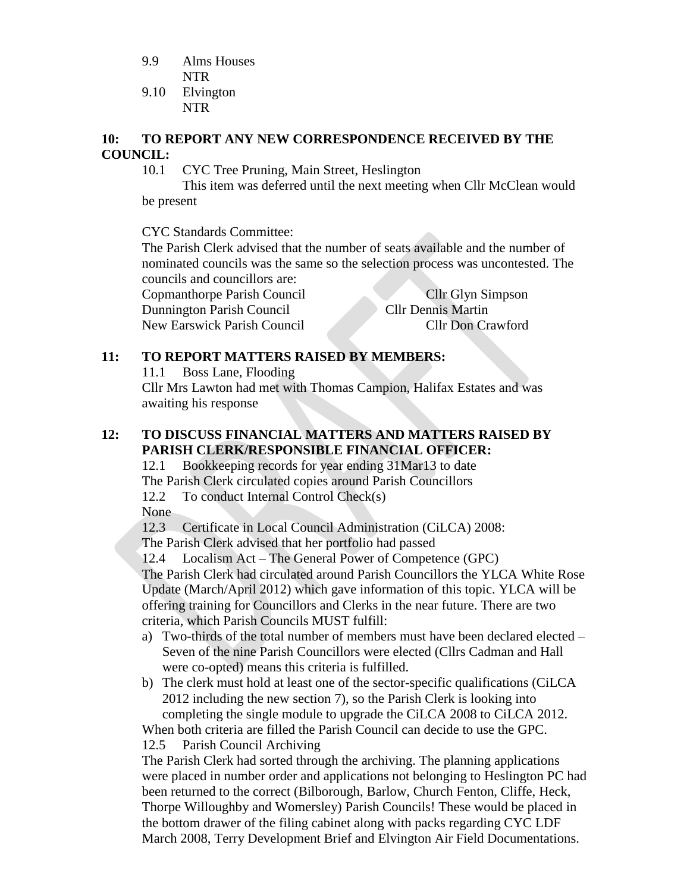9.9 Alms Houses
NTR

9.10 Elvington
NTR

**10: TO REPORT ANY NEW CORRESPONDENCE RECEIVED BY THE COUNCIL:**

10.1 CYC Tree Pruning, Main Street, Heslington

This item was deferred until the next meeting when Cllr McClean would be present

CYC Standards Committee:

The Parish Clerk advised that the number of seats available and the number of nominated councils was the same so the selection process was uncontested. The councils and councillors are:

| | |
|---|---|
| Copmanthorpe Parish Council | Cllr Glyn Simpson |
| Dunnington Parish Council | Cllr Dennis Martin |
| New Earswick Parish Council | Cllr Don Crawford |

**11: TO REPORT MATTERS RAISED BY MEMBERS:**

11.1 Boss Lane, Flooding

Cllr Mrs Lawton had met with Thomas Campion, Halifax Estates and was awaiting his response

**12: TO DISCUSS FINANCIAL MATTERS AND MATTERS RAISED BY PARISH CLERK/RESPONSIBLE FINANCIAL OFFICER:**

12.1 Bookkeeping records for year ending 31Mar13 to date

The Parish Clerk circulated copies around Parish Councillors

12.2 To conduct Internal Control Check(s)

None

12.3 Certificate in Local Council Administration (CiLCA) 2008:

The Parish Clerk advised that her portfolio had passed

12.4 Localism Act – The General Power of Competence (GPC)

The Parish Clerk had circulated around Parish Councillors the YLCA White Rose Update (March/April 2012) which gave information of this topic. YLCA will be offering training for Councillors and Clerks in the near future. There are two criteria, which Parish Councils MUST fulfill:

a) Two-thirds of the total number of members must have been declared elected – Seven of the nine Parish Councillors were elected (Cllrs Cadman and Hall were co-opted) means this criteria is fulfilled.
b) The clerk must hold at least one of the sector-specific qualifications (CiLCA 2012 including the new section 7), so the Parish Clerk is looking into completing the single module to upgrade the CiLCA 2008 to CiLCA 2012.

When both criteria are filled the Parish Council can decide to use the GPC.

12.5 Parish Council Archiving

The Parish Clerk had sorted through the archiving. The planning applications were placed in number order and applications not belonging to Heslington PC had been returned to the correct (Bilborough, Barlow, Church Fenton, Cliffe, Heck, Thorpe Willoughby and Womersley) Parish Councils! These would be placed in the bottom drawer of the filing cabinet along with packs regarding CYC LDF March 2008, Terry Development Brief and Elvington Air Field Documentations.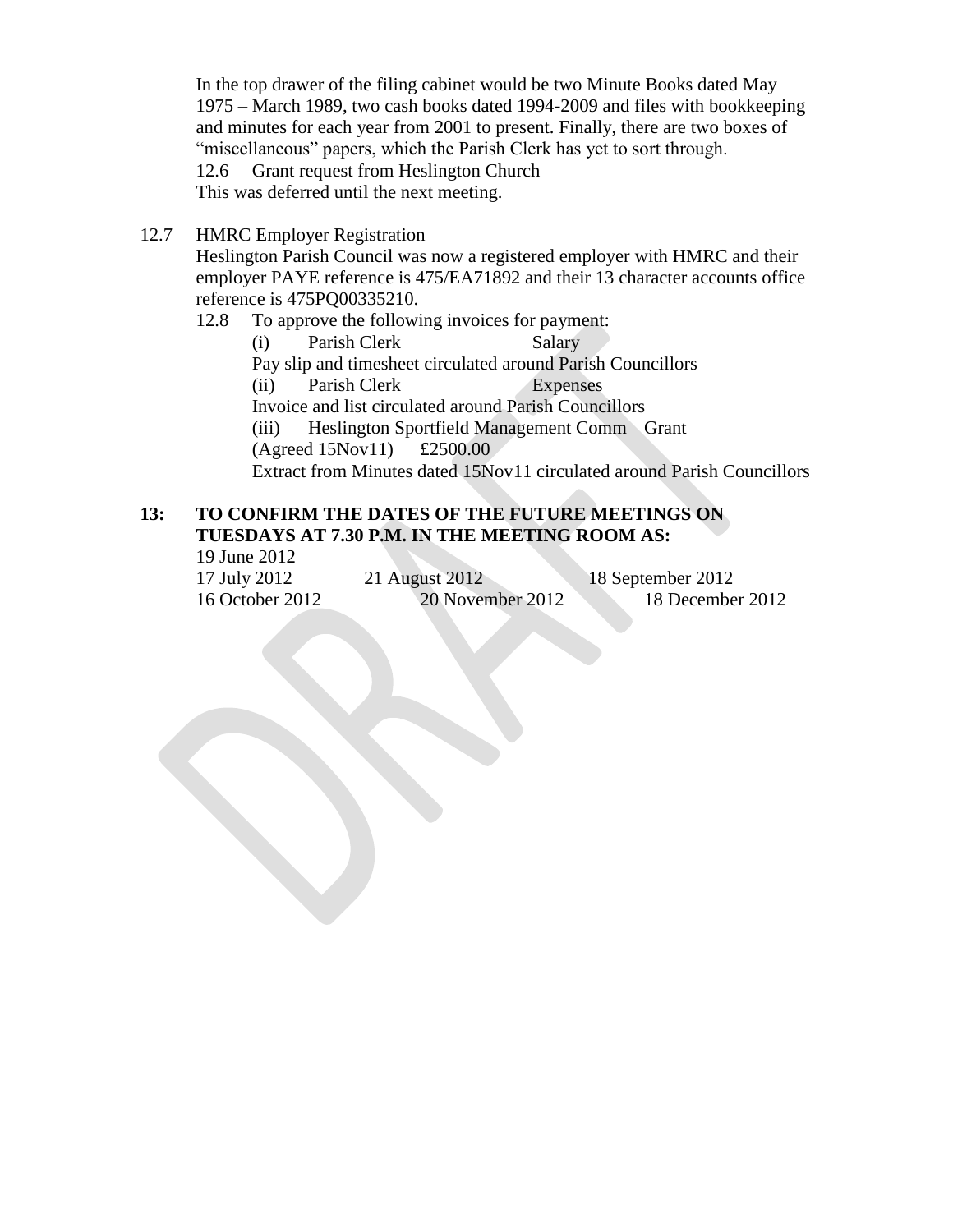In the top drawer of the filing cabinet would be two Minute Books dated May 1975 – March 1989, two cash books dated 1994-2009 and files with bookkeeping and minutes for each year from 2001 to present. Finally, there are two boxes of "miscellaneous" papers, which the Parish Clerk has yet to sort through.

12.6 Grant request from Heslington Church

This was deferred until the next meeting.

12.7 HMRC Employer Registration

Heslington Parish Council was now a registered employer with HMRC and their employer PAYE reference is 475/EA71892 and their 13 character accounts office reference is 475PQ00335210.

12.8 To approve the following invoices for payment:

(i) Parish Clerk Salary

Pay slip and timesheet circulated around Parish Councillors

(ii) Parish Clerk Expenses

Invoice and list circulated around Parish Councillors

(iii) Heslington Sportfield Management Comm Grant (Agreed 15Nov11) £2500.00

Extract from Minutes dated 15Nov11 circulated around Parish Councillors

**13: TO CONFIRM THE DATES OF THE FUTURE MEETINGS ON TUESDAYS AT 7.30 P.M. IN THE MEETING ROOM AS:**

19 June 2012

17 July 2012 21 August 2012 18 September 2012

16 October 2012 20 November 2012 18 December 2012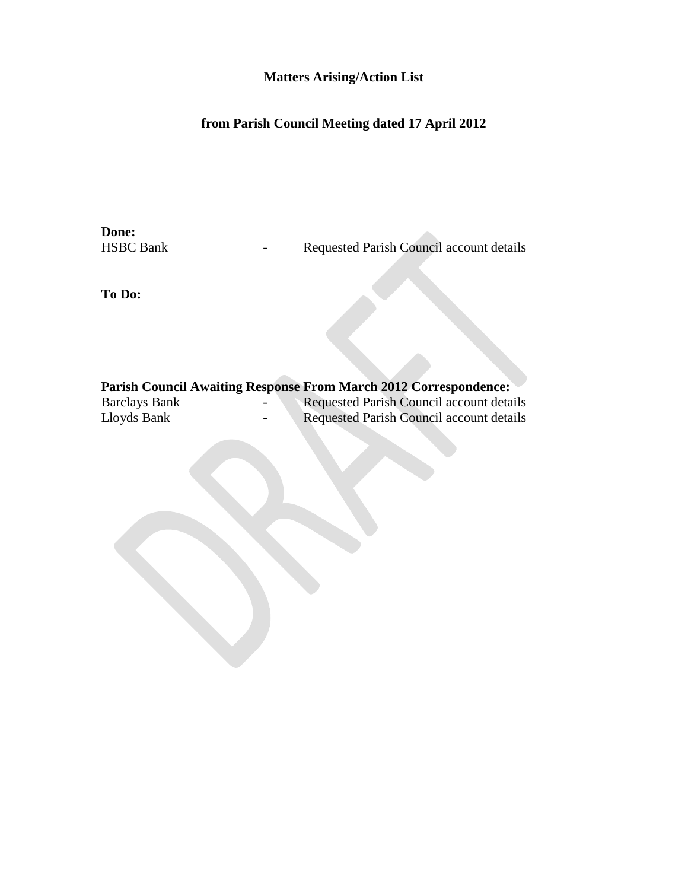**Matters Arising/Action List**

**from Parish Council Meeting dated 17 April 2012**

**Done:**

HSBC Bank - Requested Parish Council account details

**To Do:**

**Parish Council Awaiting Response From March 2012 Correspondence:**

Barclays Bank - Requested Parish Council account details

Lloyds Bank - Requested Parish Council account details